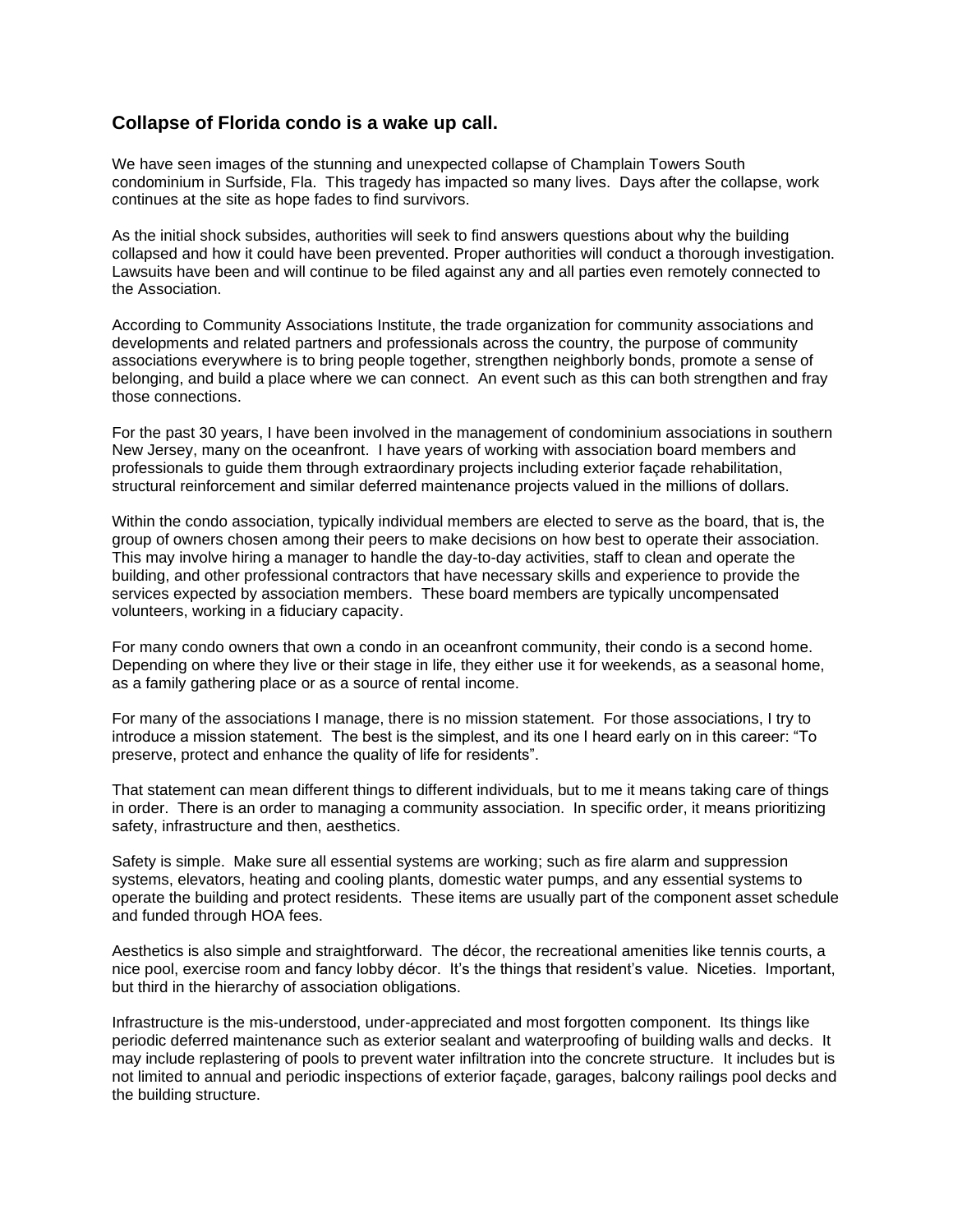## Collapse of Florida condo is a wake up call.

We have seen images of the stunning and unexpected collapse of Champlain Towers South condominium in Surfside, Fla. This tragedy has impacted so many lives. Days after the collapse, work continues at the site as hope fades to find survivors.

As the initial shock subsides, authorities will seek to find answers questions about why the building collapsed and how it could have been prevented. Proper authorities will conduct a thorough investigation. Lawsuits have been and will continue to be filed against any and all parties even remotely connected to the Association.

According to Community Associations Institute, the trade organization for community associations and developments and related partners and professionals across the country, the purpose of community associations everywhere is to bring people together, strengthen neighborly bonds, promote a sense of belonging, and build a place where we can connect. An event such as this can both strengthen and fray those connections.

For the past 30 years, I have been involved in the management of condominium associations in southern New Jersey, many on the oceanfront. I have years of working with association board members and professionals to guide them through extraordinary projects including exterior façade rehabilitation, structural reinforcement and similar deferred maintenance projects valued in the millions of dollars.

Within the condo association, typically individual members are elected to serve as the board, that is, the group of owners chosen among their peers to make decisions on how best to operate their association. This may involve hiring a manager to handle the day-to-day activities, staff to clean and operate the building, and other professional contractors that have necessary skills and experience to provide the services expected by association members. These board members are typically uncompensated volunteers, working in a fiduciary capacity.

For many condo owners that own a condo in an oceanfront community, their condo is a second home. Depending on where they live or their stage in life, they either use it for weekends, as a seasonal home, as a family gathering place or as a source of rental income.

For many of the associations I manage, there is no mission statement. For those associations, I try to introduce a mission statement. The best is the simplest, and its one I heard early on in this career: "To preserve, protect and enhance the quality of life for residents".

That statement can mean different things to different individuals, but to me it means taking care of things in order. There is an order to managing a community association. In specific order, it means prioritizing safety, infrastructure and then, aesthetics.

Safety is simple. Make sure all essential systems are working; such as fire alarm and suppression systems, elevators, heating and cooling plants, domestic water pumps, and any essential systems to operate the building and protect residents. These items are usually part of the component asset schedule and funded through HOA fees.

Aesthetics is also simple and straightforward. The décor, the recreational amenities like tennis courts, a nice pool, exercise room and fancy lobby décor. It's the things that resident's value. Niceties. Important, but third in the hierarchy of association obligations.

Infrastructure is the mis-understood, under-appreciated and most forgotten component. Its things like periodic deferred maintenance such as exterior sealant and waterproofing of building walls and decks. It may include replastering of pools to prevent water infiltration into the concrete structure. It includes but is not limited to annual and periodic inspections of exterior façade, garages, balcony railings pool decks and the building structure.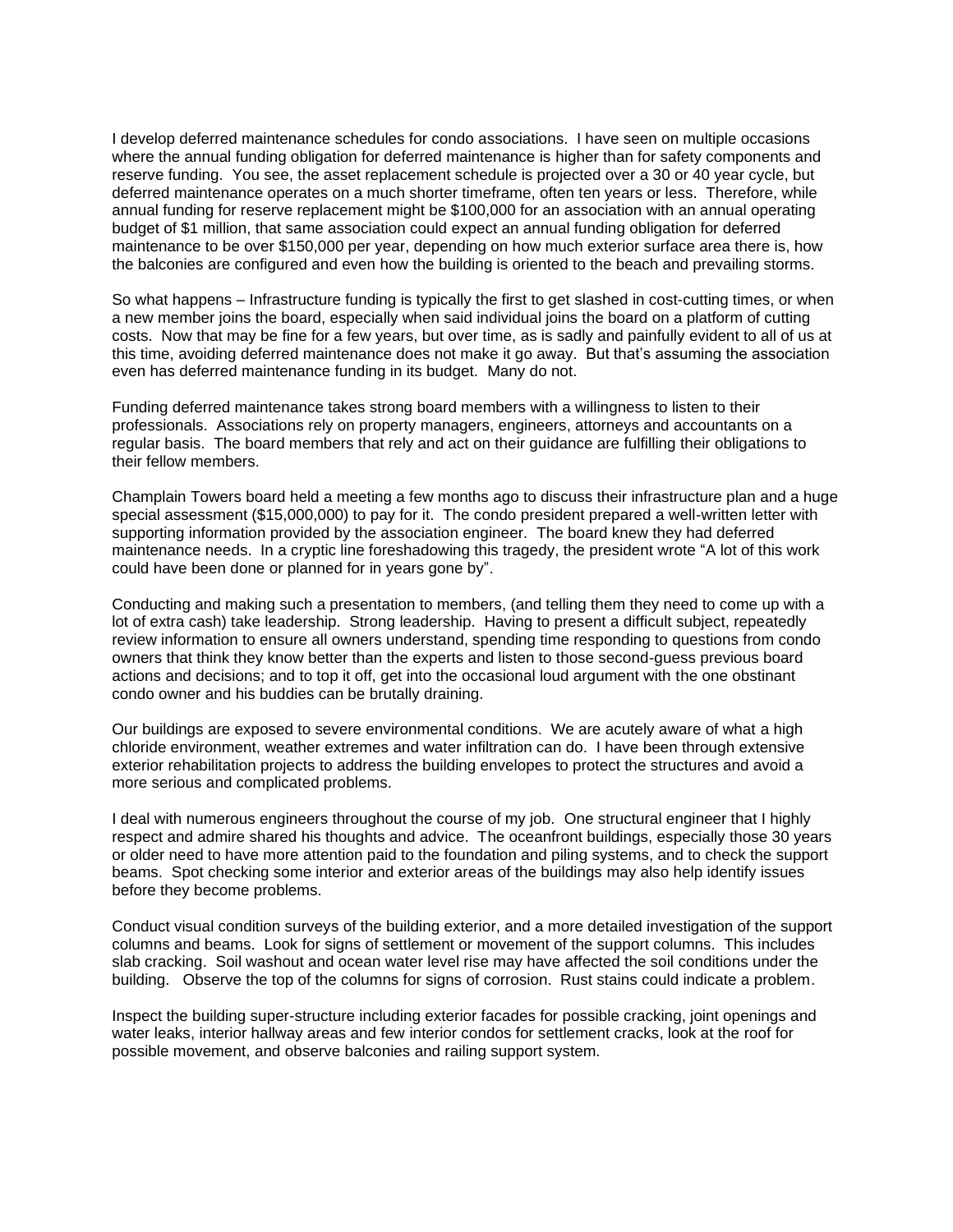I develop deferred maintenance schedules for condo associations. I have seen on multiple occasions where the annual funding obligation for deferred maintenance is higher than for safety components and reserve funding. You see, the asset replacement schedule is projected over a 30 or 40 year cycle, but deferred maintenance operates on a much shorter timeframe, often ten years or less. Therefore, while annual funding for reserve replacement might be $100,000 for an association with an annual operating budget of $1 million, that same association could expect an annual funding obligation for deferred maintenance to be over $150,000 per year, depending on how much exterior surface area there is, how the balconies are configured and even how the building is oriented to the beach and prevailing storms.

So what happens – Infrastructure funding is typically the first to get slashed in cost-cutting times, or when a new member joins the board, especially when said individual joins the board on a platform of cutting costs. Now that may be fine for a few years, but over time, as is sadly and painfully evident to all of us at this time, avoiding deferred maintenance does not make it go away. But that's assuming the association even has deferred maintenance funding in its budget. Many do not.

Funding deferred maintenance takes strong board members with a willingness to listen to their professionals. Associations rely on property managers, engineers, attorneys and accountants on a regular basis. The board members that rely and act on their guidance are fulfilling their obligations to their fellow members.

Champlain Towers board held a meeting a few months ago to discuss their infrastructure plan and a huge special assessment ($15,000,000) to pay for it. The condo president prepared a well-written letter with supporting information provided by the association engineer. The board knew they had deferred maintenance needs. In a cryptic line foreshadowing this tragedy, the president wrote "A lot of this work could have been done or planned for in years gone by".

Conducting and making such a presentation to members, (and telling them they need to come up with a lot of extra cash) take leadership. Strong leadership. Having to present a difficult subject, repeatedly review information to ensure all owners understand, spending time responding to questions from condo owners that think they know better than the experts and listen to those second-guess previous board actions and decisions; and to top it off, get into the occasional loud argument with the one obstinant condo owner and his buddies can be brutally draining.

Our buildings are exposed to severe environmental conditions. We are acutely aware of what a high chloride environment, weather extremes and water infiltration can do. I have been through extensive exterior rehabilitation projects to address the building envelopes to protect the structures and avoid a more serious and complicated problems.

I deal with numerous engineers throughout the course of my job. One structural engineer that I highly respect and admire shared his thoughts and advice. The oceanfront buildings, especially those 30 years or older need to have more attention paid to the foundation and piling systems, and to check the support beams. Spot checking some interior and exterior areas of the buildings may also help identify issues before they become problems.

Conduct visual condition surveys of the building exterior, and a more detailed investigation of the support columns and beams. Look for signs of settlement or movement of the support columns. This includes slab cracking. Soil washout and ocean water level rise may have affected the soil conditions under the building. Observe the top of the columns for signs of corrosion. Rust stains could indicate a problem.

Inspect the building super-structure including exterior facades for possible cracking, joint openings and water leaks, interior hallway areas and few interior condos for settlement cracks, look at the roof for possible movement, and observe balconies and railing support system.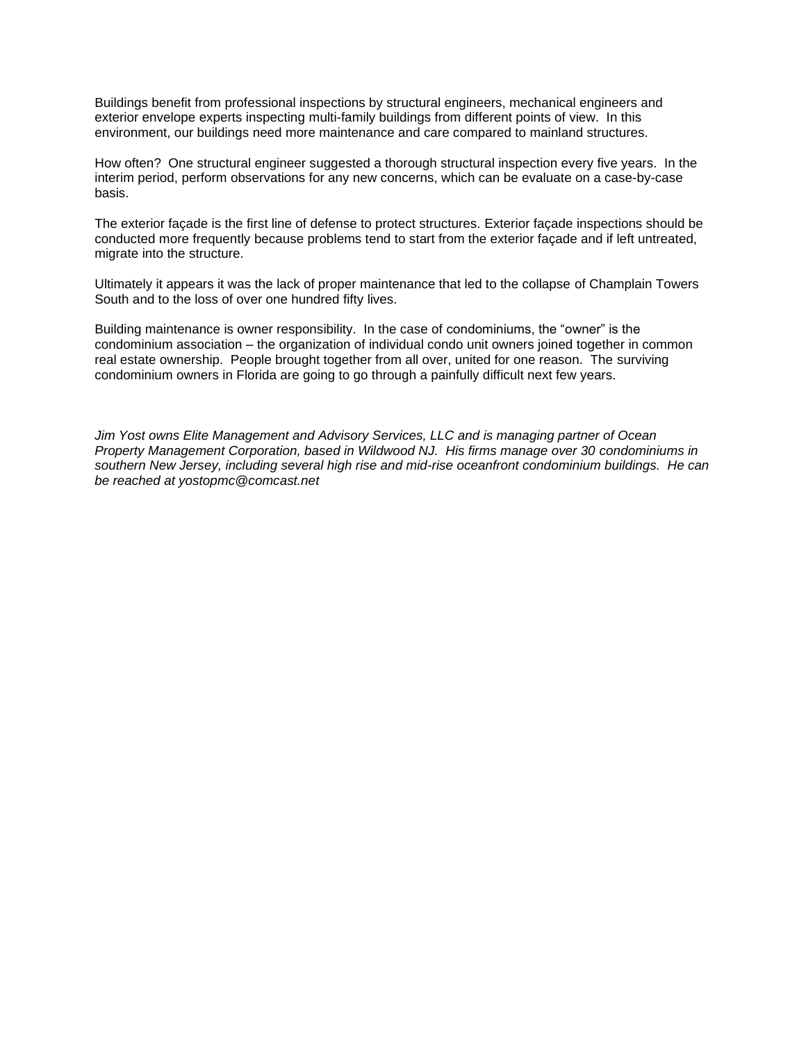Buildings benefit from professional inspections by structural engineers, mechanical engineers and exterior envelope experts inspecting multi-family buildings from different points of view. In this environment, our buildings need more maintenance and care compared to mainland structures.

How often? One structural engineer suggested a thorough structural inspection every five years. In the interim period, perform observations for any new concerns, which can be evaluate on a case-by-case basis.

The exterior façade is the first line of defense to protect structures. Exterior façade inspections should be conducted more frequently because problems tend to start from the exterior façade and if left untreated, migrate into the structure.

Ultimately it appears it was the lack of proper maintenance that led to the collapse of Champlain Towers South and to the loss of over one hundred fifty lives.

Building maintenance is owner responsibility. In the case of condominiums, the "owner" is the condominium association – the organization of individual condo unit owners joined together in common real estate ownership. People brought together from all over, united for one reason. The surviving condominium owners in Florida are going to go through a painfully difficult next few years.

*Jim Yost owns Elite Management and Advisory Services, LLC and is managing partner of Ocean Property Management Corporation, based in Wildwood NJ. His firms manage over 30 condominiums in southern New Jersey, including several high rise and mid-rise oceanfront condominium buildings. He can be reached at yostopmc@comcast.net*